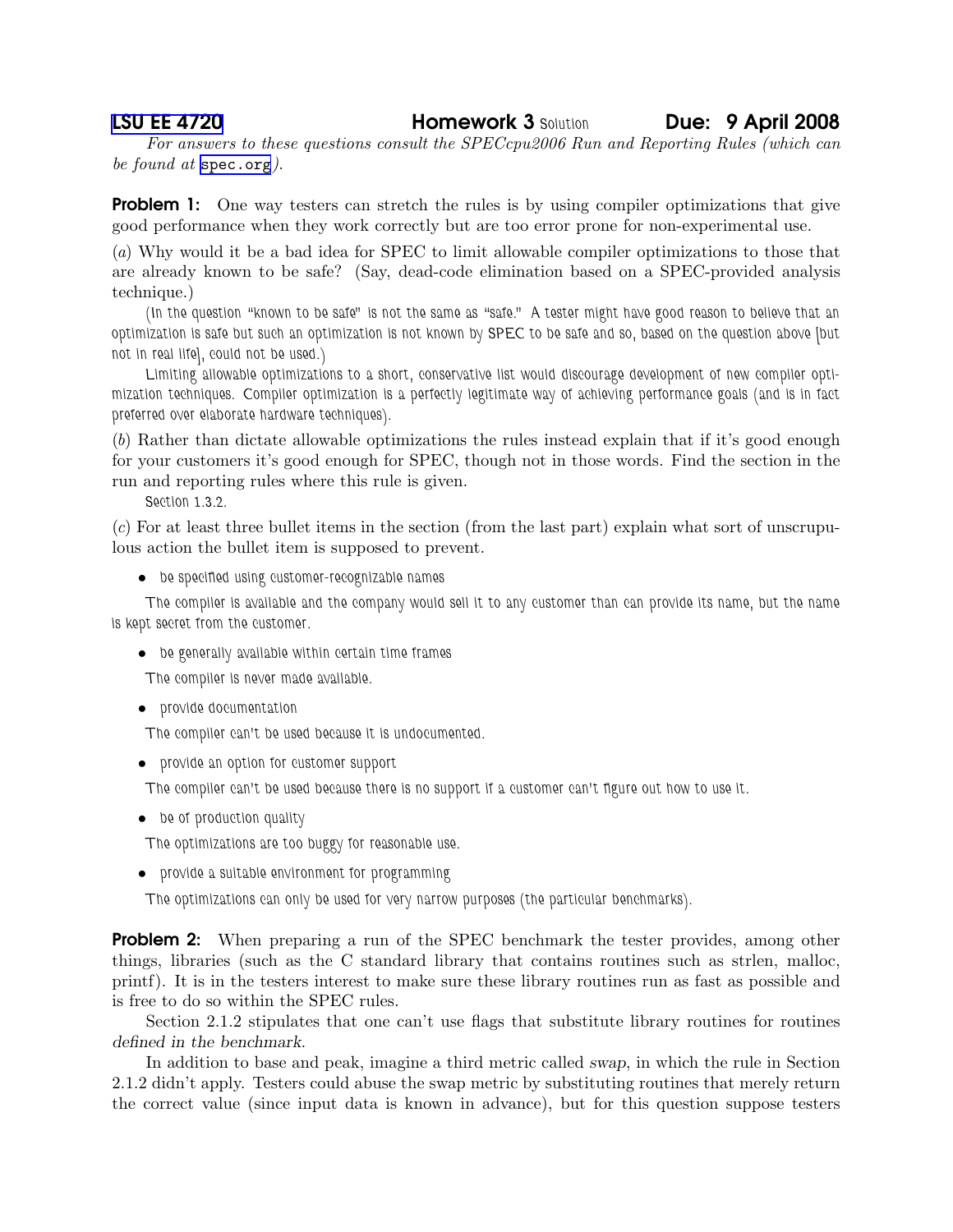**LSU EE 4720** **Homework 3** Solution **Due: 9 April 2008**

*For answers to these questions consult the SPECcpu2006 Run and Reporting Rules (which can be found at* spec.org*).*

**Problem 1:** One way testers can stretch the rules is by using compiler optimizations that give good performance when they work correctly but are too error prone for non-experimental use.

(*a*) Why would it be a bad idea for SPEC to limit allowable compiler optimizations to those that are already known to be safe? (Say, dead-code elimination based on a SPEC-provided analysis technique.)

(In the question "known to be safe" is not the same as "safe." A tester might have good reason to believe that an optimization is safe but such an optimization is not known by SPEC to be safe and so, based on the question above [but not in real life], could not be used.)

Limiting allowable optimizations to a short, conservative list would discourage development of new compiler optimization techniques. Compiler optimization is a perfectly legitimate way of achieving performance goals (and is in fact preferred over elaborate hardware techniques).

(*b*) Rather than dictate allowable optimizations the rules instead explain that if it's good enough for your customers it's good enough for SPEC, though not in those words. Find the section in the run and reporting rules where this rule is given.

Section 1.3.2.

(*c*) For at least three bullet items in the section (from the last part) explain what sort of unscrupulous action the bullet item is supposed to prevent.

- be specified using customer-recognizable names

The compiler is available and the company would sell it to any customer than can provide its name, but the name is kept secret from the customer.

- be generally available within certain time frames

The compiler is never made available.

- provide documentation

The compiler can't be used because it is undocumented.

- provide an option for customer support

The compiler can't be used because there is no support if a customer can't figure out how to use it.

- be of production quality

The optimizations are too buggy for reasonable use.

- provide a suitable environment for programming

The optimizations can only be used for very narrow purposes (the particular benchmarks).

**Problem 2:** When preparing a run of the SPEC benchmark the tester provides, among other things, libraries (such as the C standard library that contains routines such as strlen, malloc, printf). It is in the testers interest to make sure these library routines run as fast as possible and is free to do so within the SPEC rules.

Section 2.1.2 stipulates that one can't use flags that substitute library routines for routines *defined in the benchmark*.

In addition to base and peak, imagine a third metric called *swap*, in which the rule in Section 2.1.2 didn't apply. Testers could abuse the swap metric by substituting routines that merely return the correct value (since input data is known in advance), but for this question suppose testers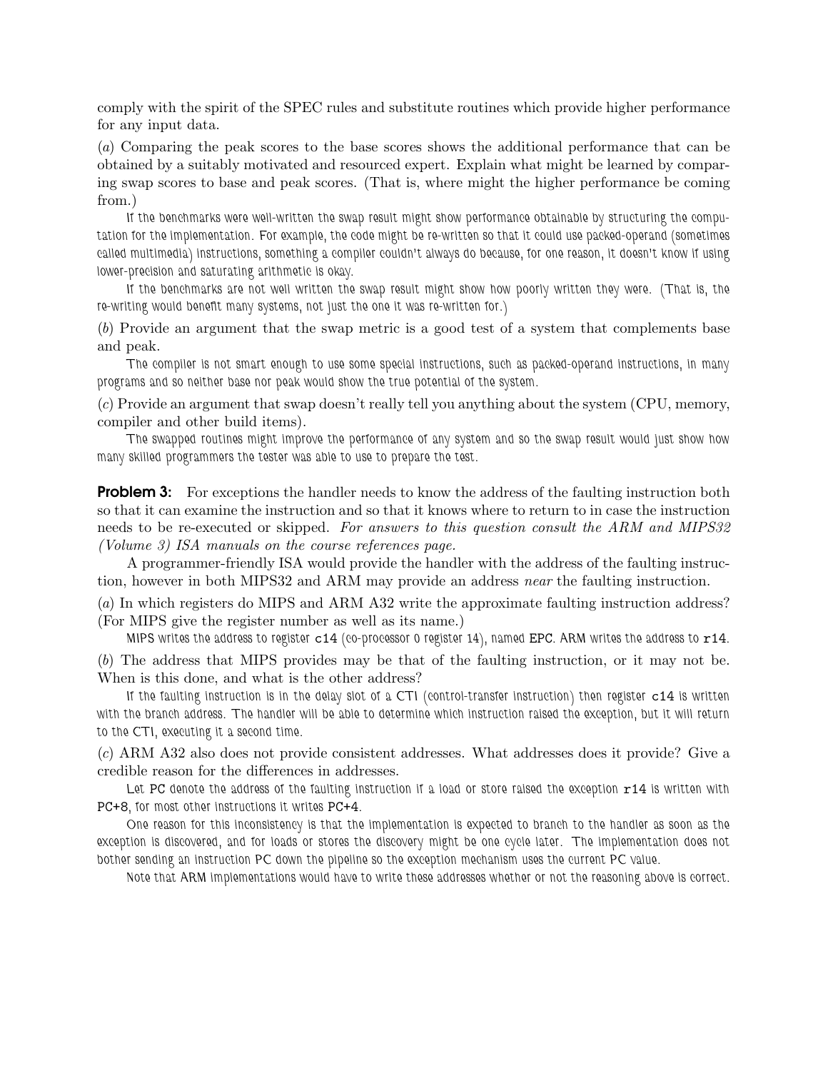comply with the spirit of the SPEC rules and substitute routines which provide higher performance for any input data.

(*a*) Comparing the peak scores to the base scores shows the additional performance that can be obtained by a suitably motivated and resourced expert. Explain what might be learned by comparing swap scores to base and peak scores. (That is, where might the higher performance be coming from.)

If the benchmarks were well-written the swap result might show performance obtainable by structuring the computation for the implementation. For example, the code might be re-written so that it could use packed-operand (sometimes called multimedia) instructions, something a compiler couldn't always do because, for one reason, it doesn't know if using lower-precision and saturating arithmetic is okay.

If the benchmarks are not well written the swap result might show how poorly written they were. (That is, the re-writing would benefit many systems, not just the one it was re-written for.)

(*b*) Provide an argument that the swap metric is a good test of a system that complements base and peak.

The compiler is not smart enough to use some special instructions, such as packed-operand instructions, in many programs and so neither base nor peak would show the true potential of the system.

(*c*) Provide an argument that swap doesn't really tell you anything about the system (CPU, memory, compiler and other build items).

The swapped routines might improve the performance of any system and so the swap result would just show how many skilled programmers the tester was able to use to prepare the test.

**Problem 3:** For exceptions the handler needs to know the address of the faulting instruction both so that it can examine the instruction and so that it knows where to return to in case the instruction needs to be re-executed or skipped. *For answers to this question consult the ARM and MIPS32 (Volume 3) ISA manuals on the course references page.*

A programmer-friendly ISA would provide the handler with the address of the faulting instruction, however in both MIPS32 and ARM may provide an address *near* the faulting instruction.

(*a*) In which registers do MIPS and ARM A32 write the approximate faulting instruction address? (For MIPS give the register number as well as its name.)

MIPS writes the address to register `c14` (co-processor 0 register 14), named EPC. ARM writes the address to `r14`.

(*b*) The address that MIPS provides may be that of the faulting instruction, or it may not be. When is this done, and what is the other address?

If the faulting instruction is in the delay slot of a CTI (control-transfer instruction) then register `c14` is written with the branch address. The handler will be able to determine which instruction raised the exception, but it will return to the CTI, executing it a second time.

(*c*) ARM A32 also does not provide consistent addresses. What addresses does it provide? Give a credible reason for the differences in addresses.

Let PC denote the address of the faulting instruction if a load or store raised the exception `r14` is written with PC+8, for most other instructions it writes PC+4.

One reason for this inconsistency is that the implementation is expected to branch to the handler as soon as the exception is discovered, and for loads or stores the discovery might be one cycle later. The implementation does not bother sending an instruction PC down the pipeline so the exception mechanism uses the current PC value.

Note that ARM implementations would have to write these addresses whether or not the reasoning above is correct.